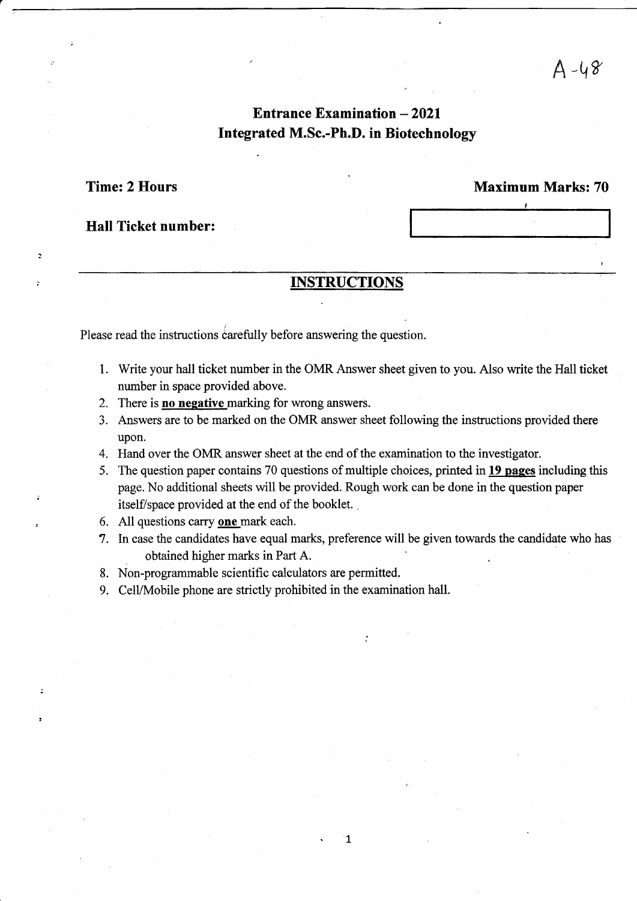A-48

# Entrance Examination – 2021
## Integrated M.Sc.-Ph.D. in Biotechnology

**Time: 2 Hours** | **Maximum Marks: 70**

**Hall Ticket number:**

## INSTRUCTIONS

Please read the instructions carefully before answering the question.

1. Write your hall ticket number in the OMR Answer sheet given to you. Also write the Hall ticket number in space provided above.
2. There is **no negative** marking for wrong answers.
3. Answers are to be marked on the OMR answer sheet following the instructions provided there upon.
4. Hand over the OMR answer sheet at the end of the examination to the investigator.
5. The question paper contains 70 questions of multiple choices, printed in **19 pages** including this page. No additional sheets will be provided. Rough work can be done in the question paper itself/space provided at the end of the booklet.
6. All questions carry **one** mark each.
7. In case the candidates have equal marks, preference will be given towards the candidate who has obtained higher marks in Part A.
8. Non-programmable scientific calculators are permitted.
9. Cell/Mobile phone are strictly prohibited in the examination hall.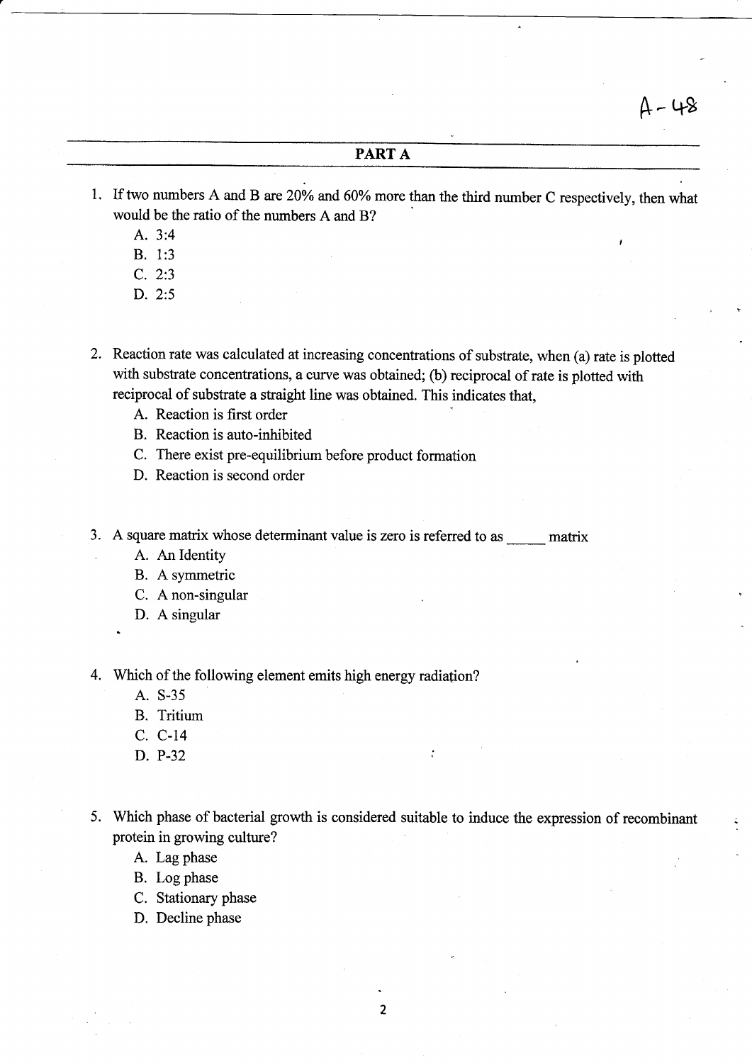A-48

## PART A

1. If two numbers A and B are 20% and 60% more than the third number C respectively, then what would be the ratio of the numbers A and B?
   - A. 3:4
   - B. 1:3
   - C. 2:3
   - D. 2:5

2. Reaction rate was calculated at increasing concentrations of substrate, when (a) rate is plotted with substrate concentrations, a curve was obtained; (b) reciprocal of rate is plotted with reciprocal of substrate a straight line was obtained. This indicates that,
   - A. Reaction is first order
   - B. Reaction is auto-inhibited
   - C. There exist pre-equilibrium before product formation
   - D. Reaction is second order

3. A square matrix whose determinant value is zero is referred to as _____ matrix
   - A. An Identity
   - B. A symmetric
   - C. A non-singular
   - D. A singular

4. Which of the following element emits high energy radiation?
   - A. S-35
   - B. Tritium
   - C. C-14
   - D. P-32

5. Which phase of bacterial growth is considered suitable to induce the expression of recombinant protein in growing culture?
   - A. Lag phase
   - B. Log phase
   - C. Stationary phase
   - D. Decline phase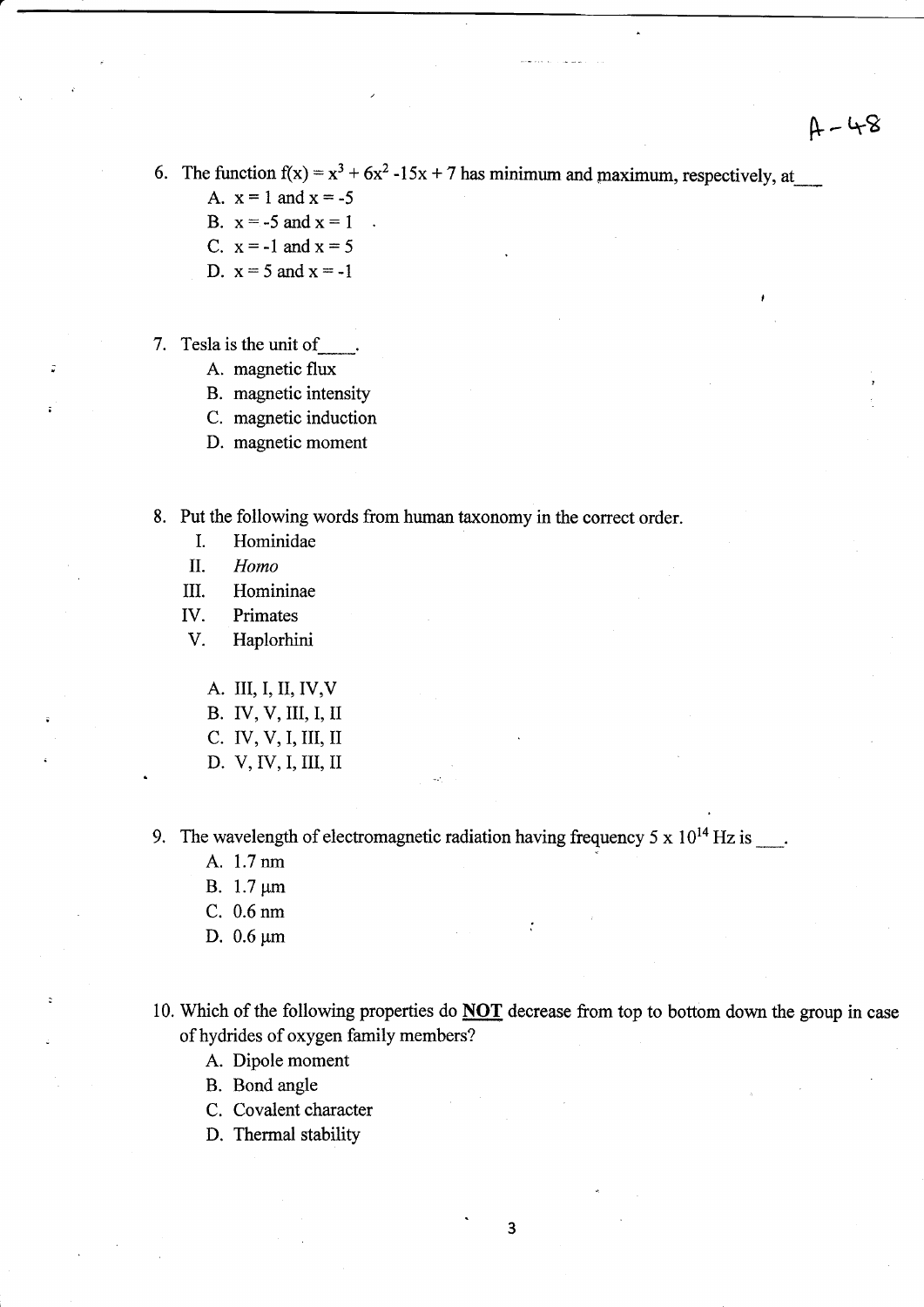A-48

6. The function $f(x) = x^3 + 6x^2 - 15x + 7$ has minimum and maximum, respectively, at___
   A. $x = 1$ and $x = -5$
   B. $x = -5$ and $x = 1$
   C. $x = -1$ and $x = 5$
   D. $x = 5$ and $x = -1$

7. Tesla is the unit of____.
   A. magnetic flux
   B. magnetic intensity
   C. magnetic induction
   D. magnetic moment

8. Put the following words from human taxonomy in the correct order.
   I. Hominidae
   II. *Homo*
   III. Homininae
   IV. Primates
   V. Haplorhini

   A. III, I, II, IV,V
   B. IV, V, III, I, II
   C. IV, V, I, III, II
   D. V, IV, I, III, II

9. The wavelength of electromagnetic radiation having frequency $5 \times 10^{14}$ Hz is ___.
   A. 1.7 nm
   B. 1.7 μm
   C. 0.6 nm
   D. 0.6 μm

10. Which of the following properties do **NOT** decrease from top to bottom down the group in case of hydrides of oxygen family members?
    A. Dipole moment
    B. Bond angle
    C. Covalent character
    D. Thermal stability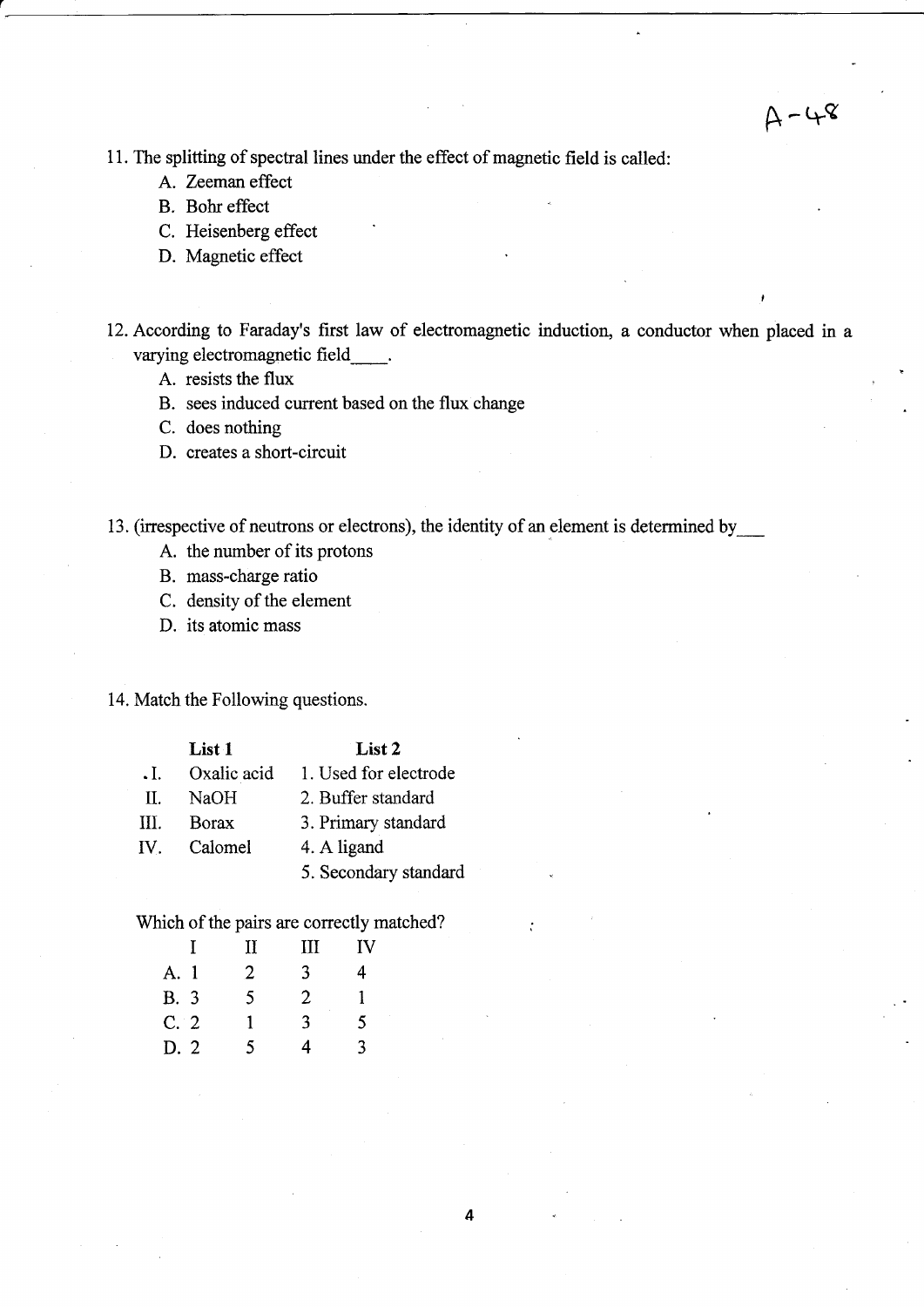A-48

11. The splitting of spectral lines under the effect of magnetic field is called:
    - A. Zeeman effect
    - B. Bohr effect
    - C. Heisenberg effect
    - D. Magnetic effect

12. According to Faraday's first law of electromagnetic induction, a conductor when placed in a varying electromagnetic field____.
    - A. resists the flux
    - B. sees induced current based on the flux change
    - C. does nothing
    - D. creates a short-circuit

13. (irrespective of neutrons or electrons), the identity of an element is determined by___
    - A. the number of its protons
    - B. mass-charge ratio
    - C. density of the element
    - D. its atomic mass

14. Match the Following questions.

|  | List 1 | List 2 |
|---|---|---|
| I. | Oxalic acid | 1. Used for electrode |
| II. | NaOH | 2. Buffer standard |
| III. | Borax | 3. Primary standard |
| IV. | Calomel | 4. A ligand |
|  |  | 5. Secondary standard |

Which of the pairs are correctly matched?

|  | I | II | III | IV |
|---|---|---|---|---|
| A. | 1 | 2 | 3 | 4 |
| B. | 3 | 5 | 2 | 1 |
| C. | 2 | 1 | 3 | 5 |
| D. | 2 | 5 | 4 | 3 |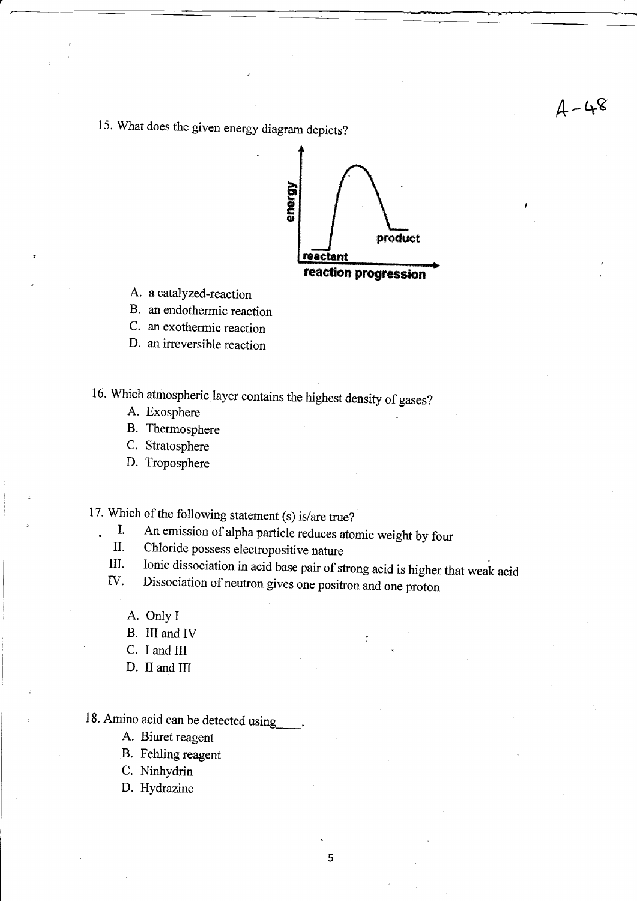15. What does the given energy diagram depicts?

A. a catalyzed-reaction
B. an endothermic reaction
C. an exothermic reaction
D. an irreversible reaction

16. Which atmospheric layer contains the highest density of gases?

A. Exosphere
B. Thermosphere
C. Stratosphere
D. Troposphere

17. Which of the following statement (s) is/are true?

I. An emission of alpha particle reduces atomic weight by four
II. Chloride possess electropositive nature
III. Ionic dissociation in acid base pair of strong acid is higher that weak acid
IV. Dissociation of neutron gives one positron and one proton

A. Only I
B. III and IV
C. I and III
D. II and III

18. Amino acid can be detected using____.

A. Biuret reagent
B. Fehling reagent
C. Ninhydrin
D. Hydrazine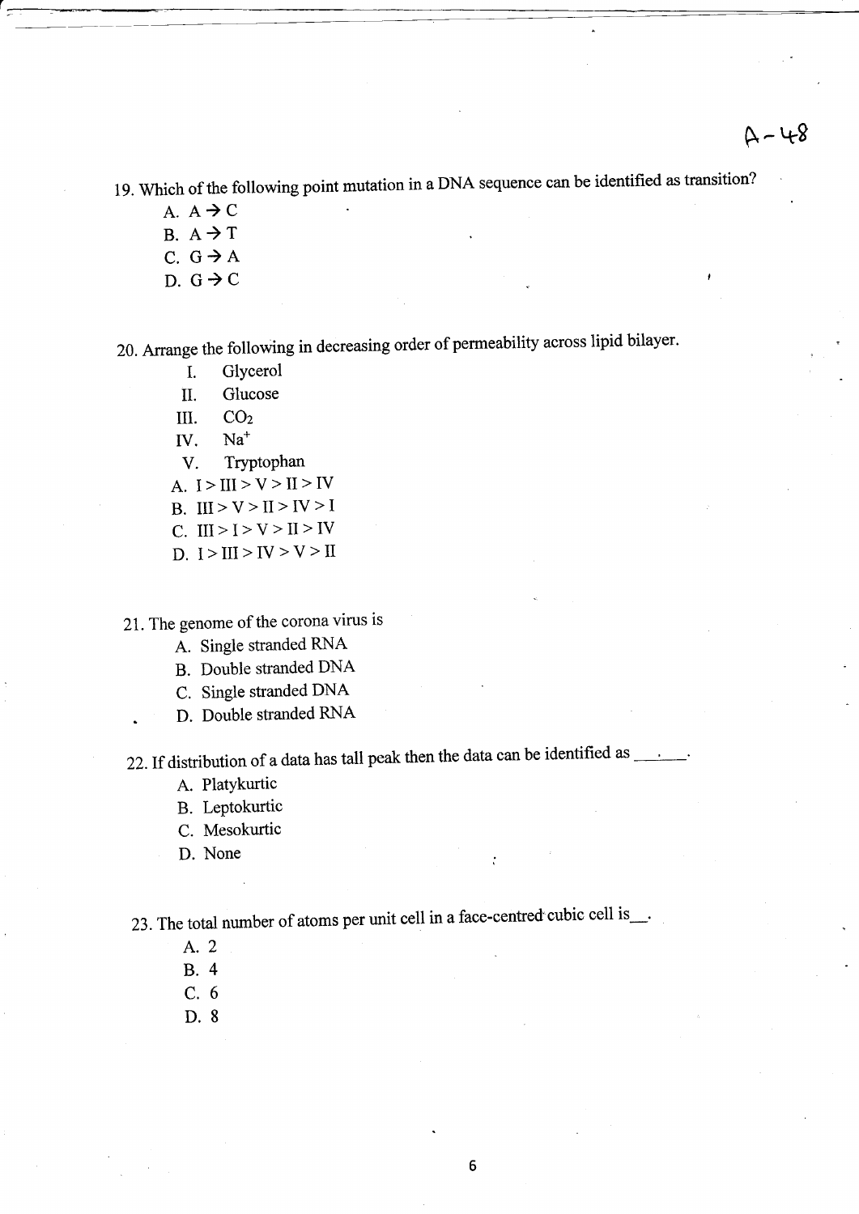A-48

19. Which of the following point mutation in a DNA sequence can be identified as transition?
   A. A → C
   B. A → T
   C. G → A
   D. G → C

20. Arrange the following in decreasing order of permeability across lipid bilayer.
   I. Glycerol
   II. Glucose
   III. $CO_2$
   IV. $Na^+$
   V. Tryptophan

   A. I > III > V > II > IV
   B. III > V > II > IV > I
   C. III > I > V > II > IV
   D. I > III > IV > V > II

21. The genome of the corona virus is
   A. Single stranded RNA
   B. Double stranded DNA
   C. Single stranded DNA
   D. Double stranded RNA

22. If distribution of a data has tall peak then the data can be identified as ______.
   A. Platykurtic
   B. Leptokurtic
   C. Mesokurtic
   D. None

23. The total number of atoms per unit cell in a face-centred cubic cell is__.
   A. 2
   B. 4
   C. 6
   D. 8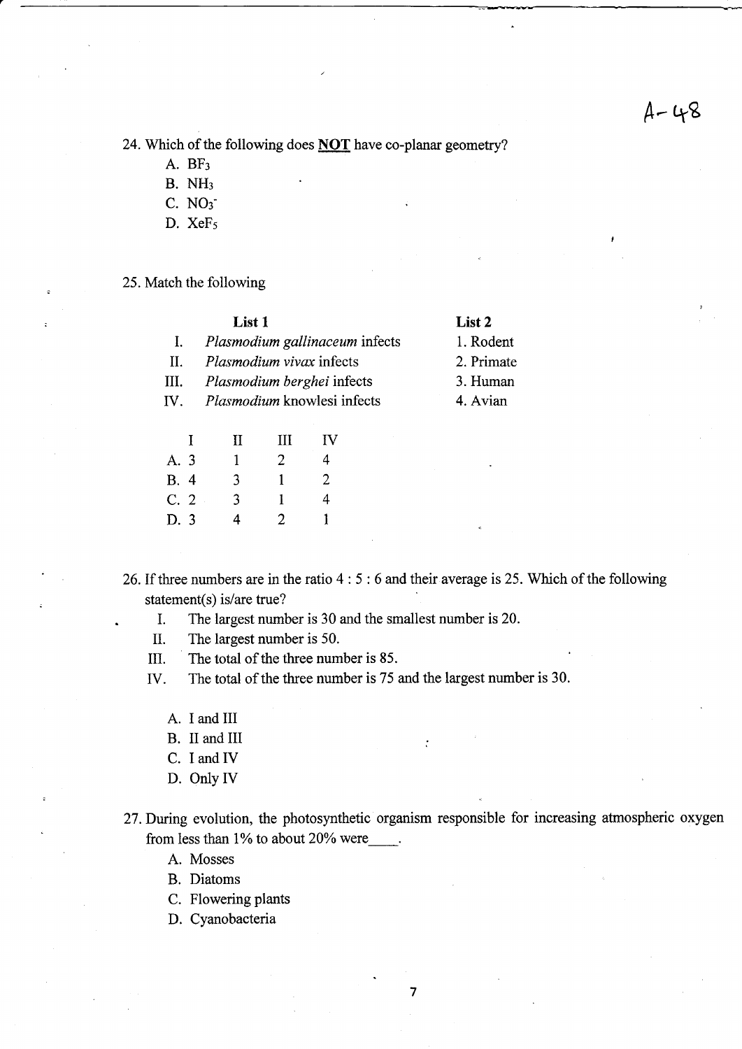A-48

24. Which of the following does **NOT** have co-planar geometry?
    A. $BF_3$
    B. $NH_3$
    C. $NO_3^-$
    D. $XeF_5$

25. Match the following

| | List 1 | List 2 |
|---|---|---|
| I. | *Plasmodium gallinaceum* infects | 1. Rodent |
| II. | *Plasmodium vivax* infects | 2. Primate |
| III. | *Plasmodium berghei* infects | 3. Human |
| IV. | *Plasmodium* knowlesi infects | 4. Avian |

| | I | II | III | IV |
|---|---|---|---|---|
| A. | 3 | 1 | 2 | 4 |
| B. | 4 | 3 | 1 | 2 |
| C. | 2 | 3 | 1 | 4 |
| D. | 3 | 4 | 2 | 1 |

26. If three numbers are in the ratio 4 : 5 : 6 and their average is 25. Which of the following statement(s) is/are true?
    I. The largest number is 30 and the smallest number is 20.
    II. The largest number is 50.
    III. The total of the three number is 85.
    IV. The total of the three number is 75 and the largest number is 30.

    A. I and III
    B. II and III
    C. I and IV
    D. Only IV

27. During evolution, the photosynthetic organism responsible for increasing atmospheric oxygen from less than 1% to about 20% were____.
    A. Mosses
    B. Diatoms
    C. Flowering plants
    D. Cyanobacteria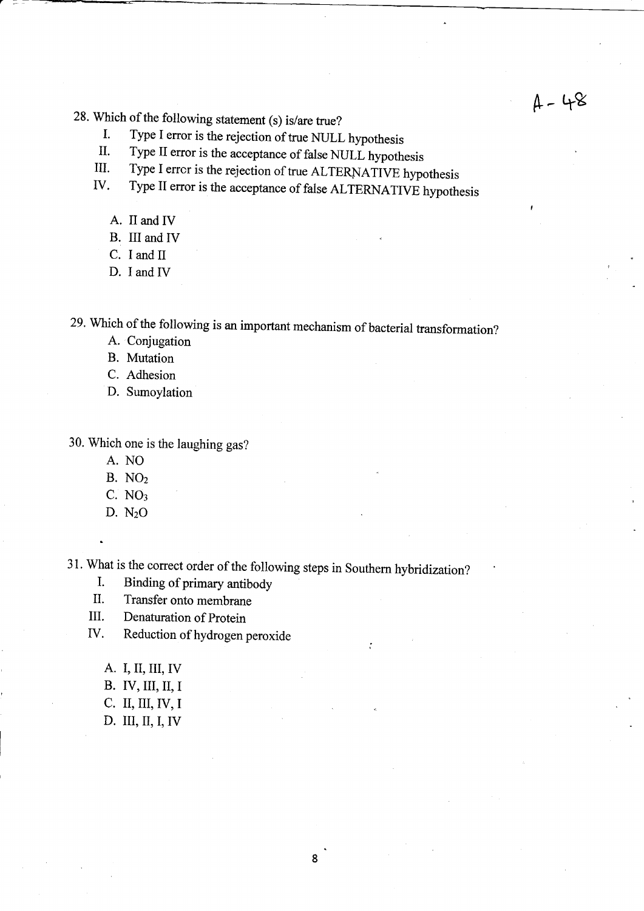A - 48

28. Which of the following statement (s) is/are true?
    I. Type I error is the rejection of true NULL hypothesis
    II. Type II error is the acceptance of false NULL hypothesis
    III. Type I error is the rejection of true ALTERNATIVE hypothesis
    IV. Type II error is the acceptance of false ALTERNATIVE hypothesis

    A. II and IV
    B. III and IV
    C. I and II
    D. I and IV

29. Which of the following is an important mechanism of bacterial transformation?
    A. Conjugation
    B. Mutation
    C. Adhesion
    D. Sumoylation

30. Which one is the laughing gas?
    A. NO
    B. $NO_2$
    C. $NO_3$
    D. $N_2O$

31. What is the correct order of the following steps in Southern hybridization?
    I. Binding of primary antibody
    II. Transfer onto membrane
    III. Denaturation of Protein
    IV. Reduction of hydrogen peroxide

    A. I, II, III, IV
    B. IV, III, II, I
    C. II, III, IV, I
    D. III, II, I, IV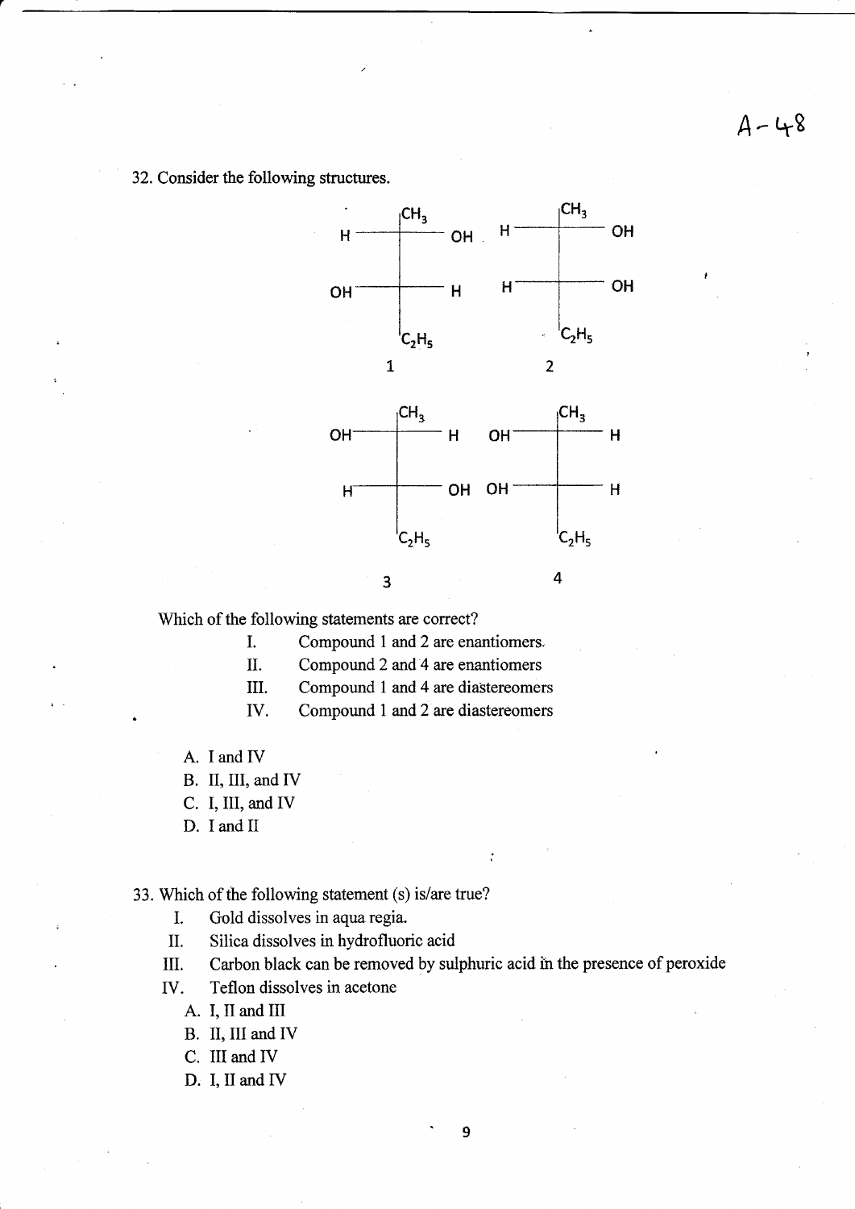32. Consider the following structures.

```
        CH3                 CH3
   H ----+---- OH      H ----+---- OH
         |                   |
  OH ----+---- H       H ----+---- OH
         |                   |
        C2H5                C2H5
         1                   2

        CH3                 CH3
  OH ----+---- H      OH ----+---- H
         |                   |
   H ----+---- OH     OH ----+---- H
         |                   |
        C2H5                C2H5
         3                   4
```

Which of the following statements are correct?

- I. Compound 1 and 2 are enantiomers.
- II. Compound 2 and 4 are enantiomers
- III. Compound 1 and 4 are diastereomers
- IV. Compound 1 and 2 are diastereomers

A. I and IV

B. II, III, and IV

C. I, III, and IV

D. I and II

33. Which of the following statement (s) is/are true?

- I. Gold dissolves in aqua regia.
- II. Silica dissolves in hydrofluoric acid
- III. Carbon black can be removed by sulphuric acid in the presence of peroxide
- IV. Teflon dissolves in acetone

A. I, II and III

B. II, III and IV

C. III and IV

D. I, II and IV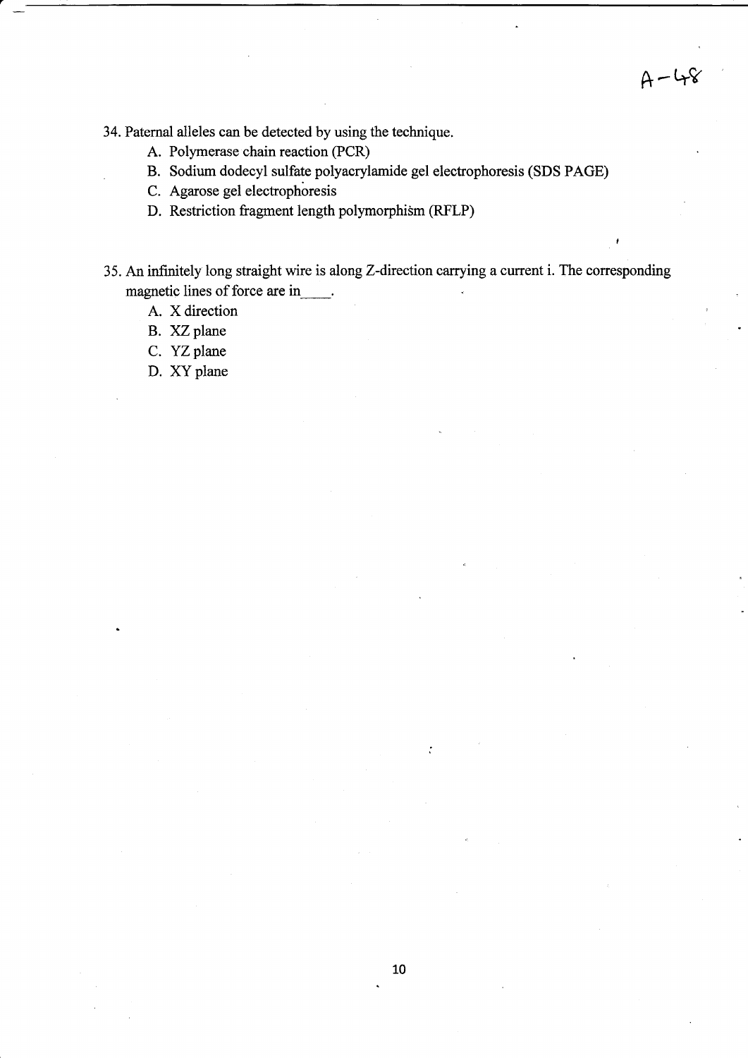34. Paternal alleles can be detected by using the technique.
    A. Polymerase chain reaction (PCR)
    B. Sodium dodecyl sulfate polyacrylamide gel electrophoresis (SDS PAGE)
    C. Agarose gel electrophoresis
    D. Restriction fragment length polymorphism (RFLP)

35. An infinitely long straight wire is along Z-direction carrying a current i. The corresponding magnetic lines of force are in____.
    A. X direction
    B. XZ plane
    C. YZ plane
    D. XY plane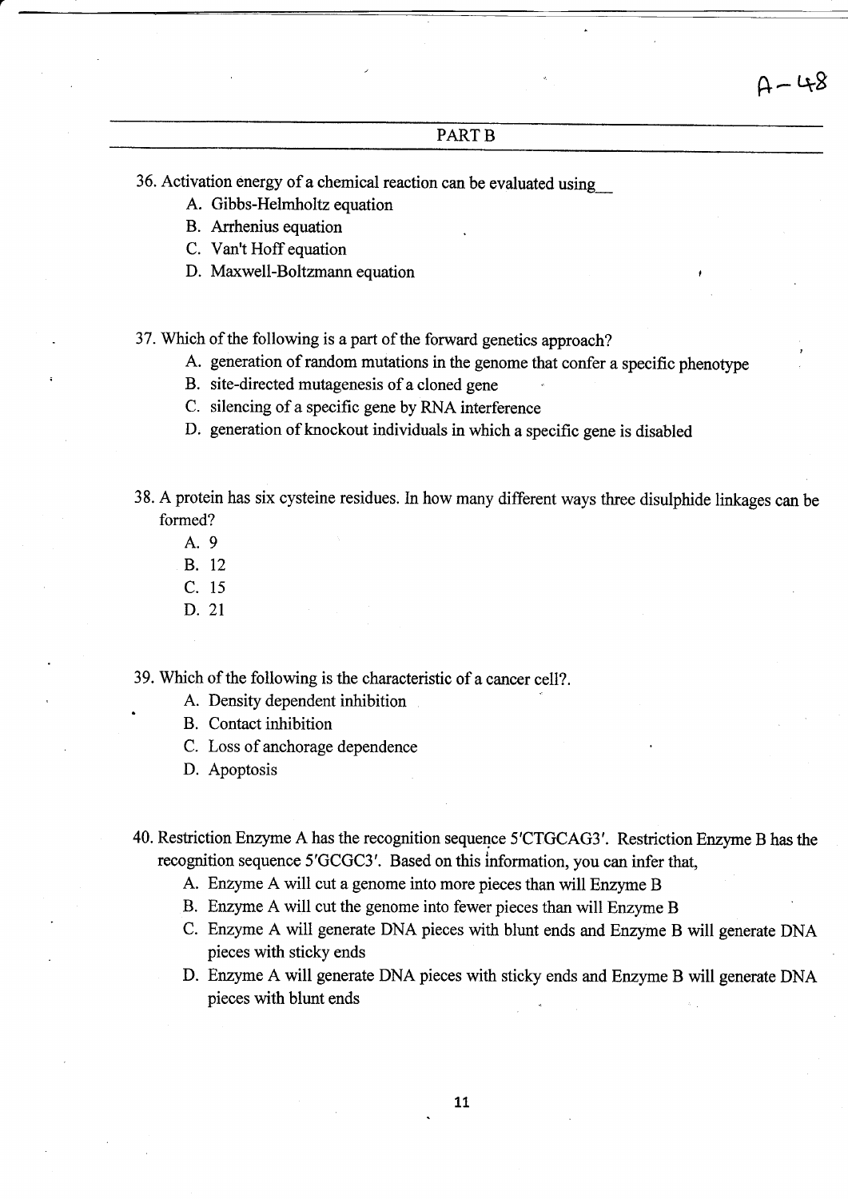A-48

## PART B

36. Activation energy of a chemical reaction can be evaluated using__
    - A. Gibbs-Helmholtz equation
    - B. Arrhenius equation
    - C. Van't Hoff equation
    - D. Maxwell-Boltzmann equation

37. Which of the following is a part of the forward genetics approach?
    - A. generation of random mutations in the genome that confer a specific phenotype
    - B. site-directed mutagenesis of a cloned gene
    - C. silencing of a specific gene by RNA interference
    - D. generation of knockout individuals in which a specific gene is disabled

38. A protein has six cysteine residues. In how many different ways three disulphide linkages can be formed?
    - A. 9
    - B. 12
    - C. 15
    - D. 21

39. Which of the following is the characteristic of a cancer cell?.
    - A. Density dependent inhibition
    - B. Contact inhibition
    - C. Loss of anchorage dependence
    - D. Apoptosis

40. Restriction Enzyme A has the recognition sequence 5′CTGCAG3′. Restriction Enzyme B has the recognition sequence 5′GCGC3′. Based on this information, you can infer that,
    - A. Enzyme A will cut a genome into more pieces than will Enzyme B
    - B. Enzyme A will cut the genome into fewer pieces than will Enzyme B
    - C. Enzyme A will generate DNA pieces with blunt ends and Enzyme B will generate DNA pieces with sticky ends
    - D. Enzyme A will generate DNA pieces with sticky ends and Enzyme B will generate DNA pieces with blunt ends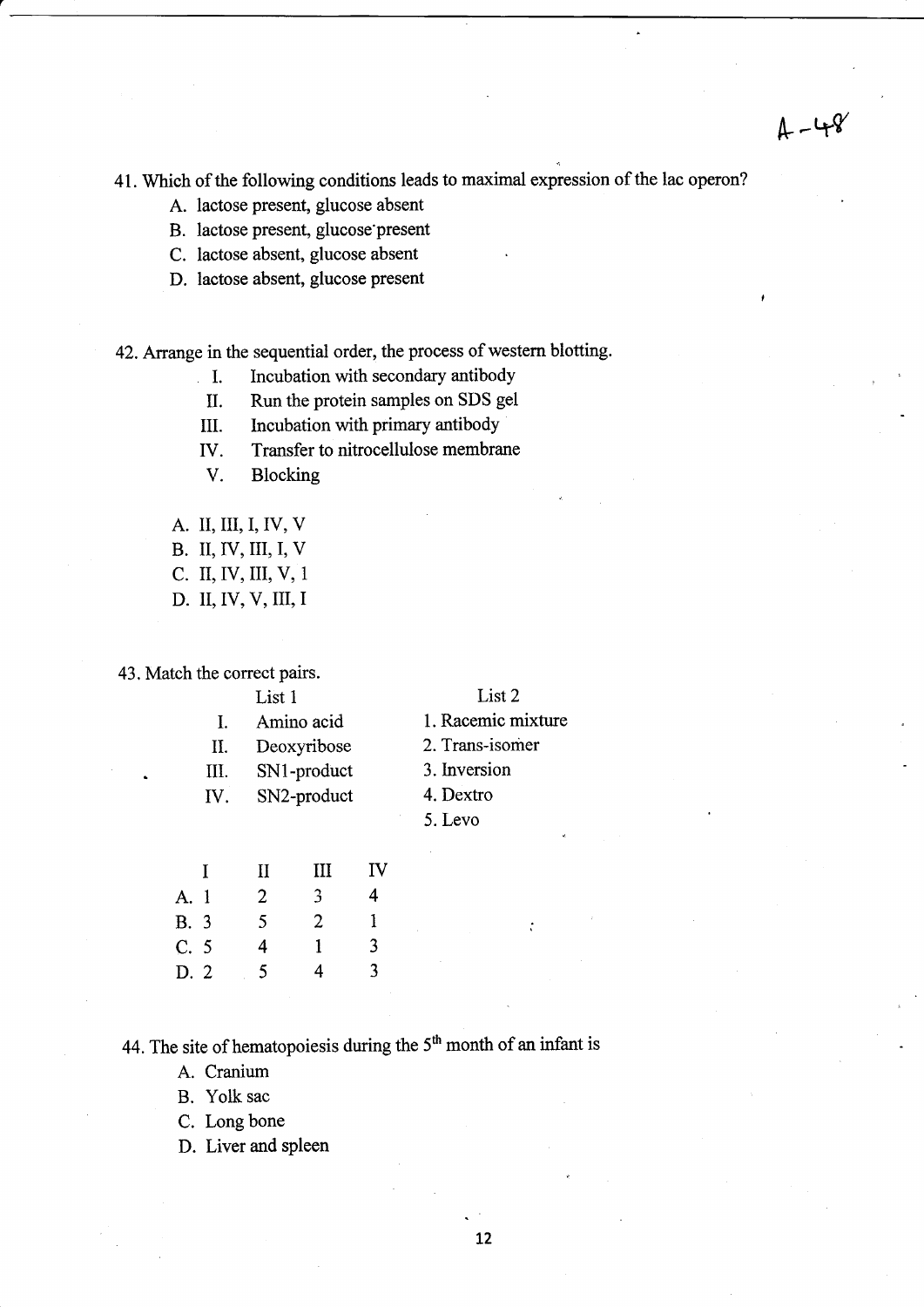A-48

41. Which of the following conditions leads to maximal expression of the lac operon?
   A. lactose present, glucose absent
   B. lactose present, glucose present
   C. lactose absent, glucose absent
   D. lactose absent, glucose present

42. Arrange in the sequential order, the process of western blotting.
   I. Incubation with secondary antibody
   II. Run the protein samples on SDS gel
   III. Incubation with primary antibody
   IV. Transfer to nitrocellulose membrane
   V. Blocking

   A. II, III, I, IV, V
   B. II, IV, III, I, V
   C. II, IV, III, V, 1
   D. II, IV, V, III, I

43. Match the correct pairs.

| | List 1 | List 2 |
|---|---|---|
| I. | Amino acid | 1. Racemic mixture |
| II. | Deoxyribose | 2. Trans-isomer |
| III. | SN1-product | 3. Inversion |
| IV. | SN2-product | 4. Dextro |
| | | 5. Levo |

| | I | II | III | IV |
|---|---|---|---|---|
| A. | 1 | 2 | 3 | 4 |
| B. | 3 | 5 | 2 | 1 |
| C. | 5 | 4 | 1 | 3 |
| D. | 2 | 5 | 4 | 3 |

44. The site of hematopoiesis during the 5th month of an infant is
   A. Cranium
   B. Yolk sac
   C. Long bone
   D. Liver and spleen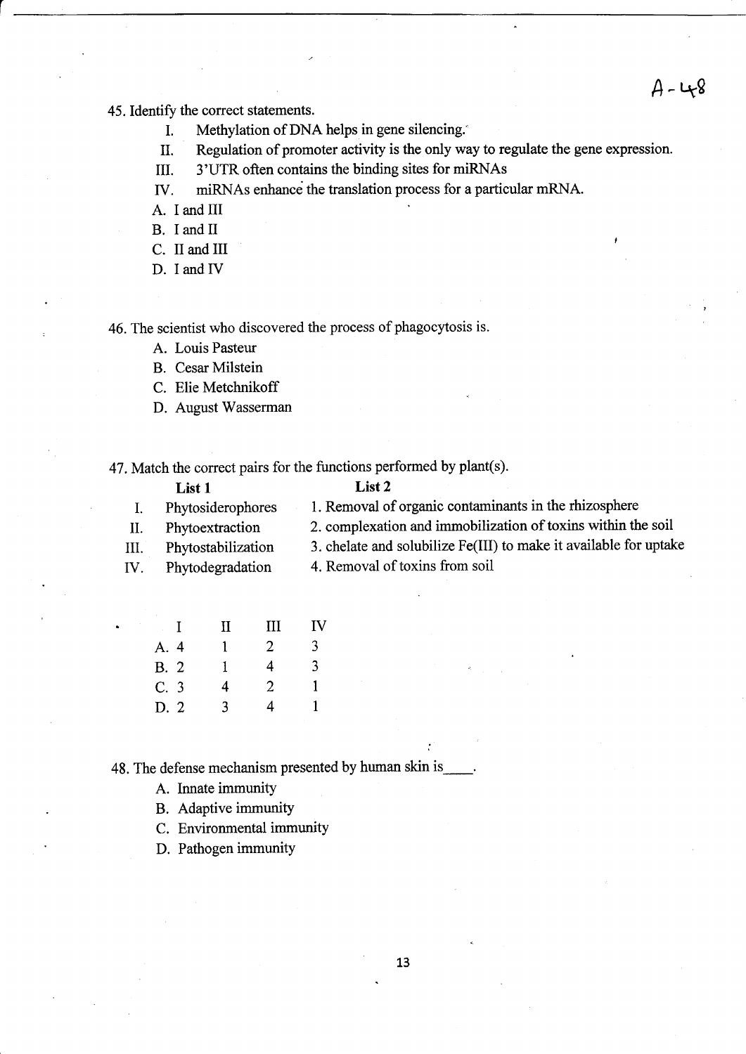45. Identify the correct statements.

I. Methylation of DNA helps in gene silencing.
II. Regulation of promoter activity is the only way to regulate the gene expression.
III. 3'UTR often contains the binding sites for miRNAs
IV. miRNAs enhance the translation process for a particular mRNA.

A. I and III
B. I and II
C. II and III
D. I and IV

46. The scientist who discovered the process of phagocytosis is.

A. Louis Pasteur
B. Cesar Milstein
C. Elie Metchnikoff
D. August Wasserman

47. Match the correct pairs for the functions performed by plant(s).

| | List 1 | | List 2 |
|---|---|---|---|
| I. | Phytosiderophores | 1. | Removal of organic contaminants in the rhizosphere |
| II. | Phytoextraction | 2. | complexation and immobilization of toxins within the soil |
| III. | Phytostabilization | 3. | chelate and solubilize Fe(III) to make it available for uptake |
| IV. | Phytodegradation | 4. | Removal of toxins from soil |

| | I | II | III | IV |
|---|---|---|---|---|
| A. | 4 | 1 | 2 | 3 |
| B. | 2 | 1 | 4 | 3 |
| C. | 3 | 4 | 2 | 1 |
| D. | 2 | 3 | 4 | 1 |

48. The defense mechanism presented by human skin is____.

A. Innate immunity
B. Adaptive immunity
C. Environmental immunity
D. Pathogen immunity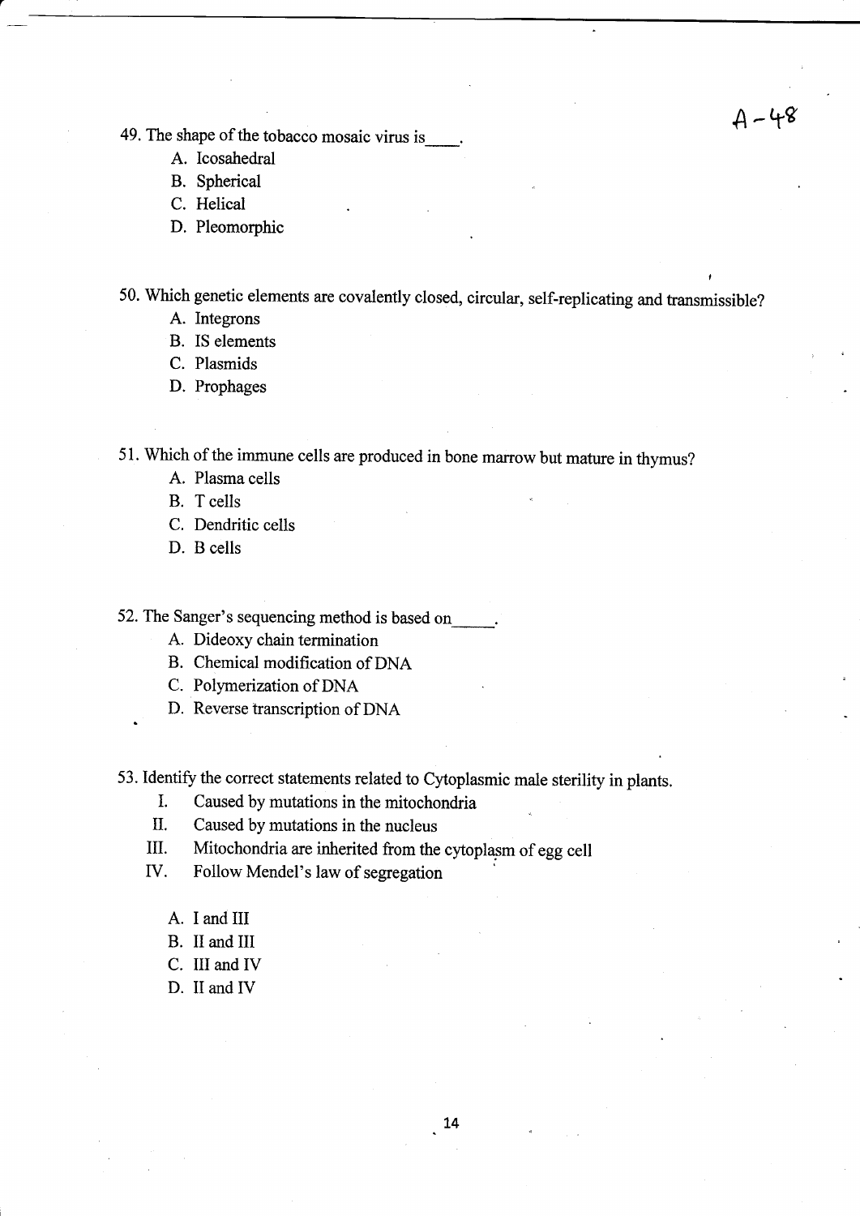A-48

49. The shape of the tobacco mosaic virus is____.

   A. Icosahedral
   B. Spherical
   C. Helical
   D. Pleomorphic

50. Which genetic elements are covalently closed, circular, self-replicating and transmissible?

   A. Integrons
   B. IS elements
   C. Plasmids
   D. Prophages

51. Which of the immune cells are produced in bone marrow but mature in thymus?

   A. Plasma cells
   B. T cells
   C. Dendritic cells
   D. B cells

52. The Sanger's sequencing method is based on_____.

   A. Dideoxy chain termination
   B. Chemical modification of DNA
   C. Polymerization of DNA
   D. Reverse transcription of DNA

53. Identify the correct statements related to Cytoplasmic male sterility in plants.

   I. Caused by mutations in the mitochondria
   II. Caused by mutations in the nucleus
   III. Mitochondria are inherited from the cytoplasm of egg cell
   IV. Follow Mendel's law of segregation

   A. I and III
   B. II and III
   C. III and IV
   D. II and IV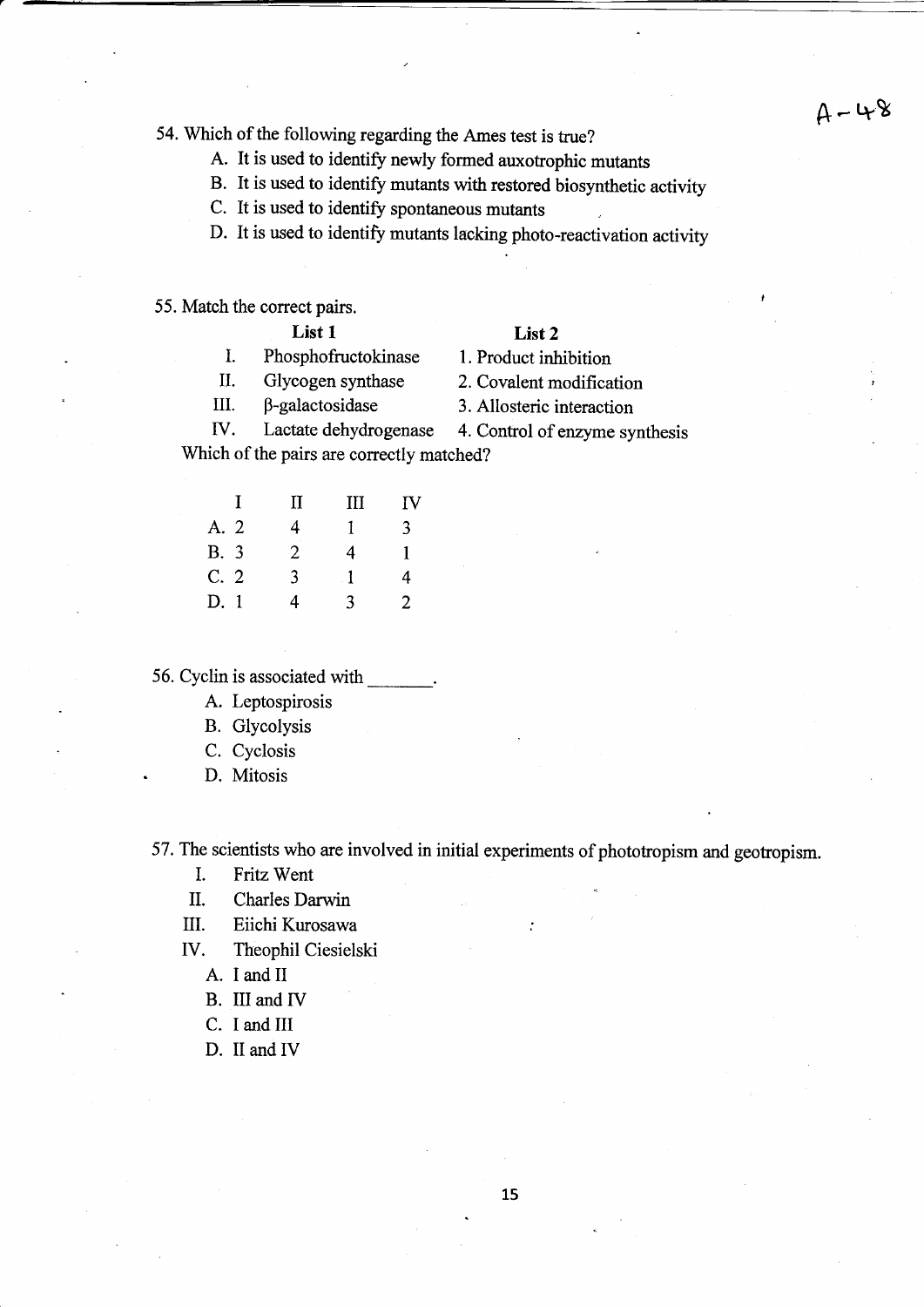A-48

54. Which of the following regarding the Ames test is true?
   - A. It is used to identify newly formed auxotrophic mutants
   - B. It is used to identify mutants with restored biosynthetic activity
   - C. It is used to identify spontaneous mutants
   - D. It is used to identify mutants lacking photo-reactivation activity

55. Match the correct pairs.

| | List 1 | List 2 |
|---|---|---|
| I. | Phosphofructokinase | 1. Product inhibition |
| II. | Glycogen synthase | 2. Covalent modification |
| III. | β-galactosidase | 3. Allosteric interaction |
| IV. | Lactate dehydrogenase | 4. Control of enzyme synthesis |

Which of the pairs are correctly matched?

| | I | II | III | IV |
|---|---|---|---|---|
| A. | 2 | 4 | 1 | 3 |
| B. | 3 | 2 | 4 | 1 |
| C. | 2 | 3 | 1 | 4 |
| D. | 1 | 4 | 3 | 2 |

56. Cyclin is associated with _______.
   - A. Leptospirosis
   - B. Glycolysis
   - C. Cyclosis
   - D. Mitosis

57. The scientists who are involved in initial experiments of phototropism and geotropism.
   - I. Fritz Went
   - II. Charles Darwin
   - III. Eiichi Kurosawa
   - IV. Theophil Ciesielski

   - A. I and II
   - B. III and IV
   - C. I and III
   - D. II and IV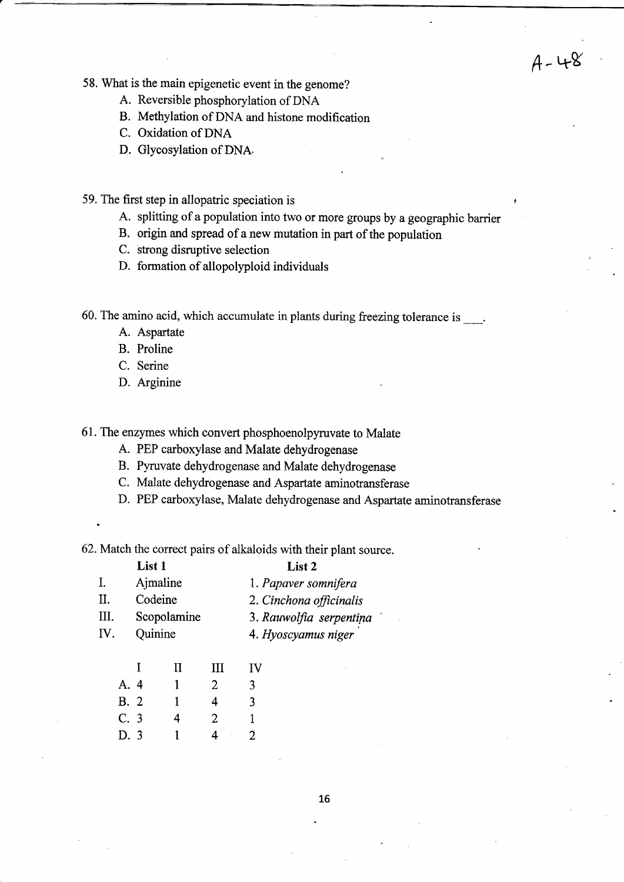58. What is the main epigenetic event in the genome?
   - A. Reversible phosphorylation of DNA
   - B. Methylation of DNA and histone modification
   - C. Oxidation of DNA
   - D. Glycosylation of DNA.

59. The first step in allopatric speciation is
   - A. splitting of a population into two or more groups by a geographic barrier
   - B. origin and spread of a new mutation in part of the population
   - C. strong disruptive selection
   - D. formation of allopolyploid individuals

60. The amino acid, which accumulate in plants during freezing tolerance is ___.
   - A. Aspartate
   - B. Proline
   - C. Serine
   - D. Arginine

61. The enzymes which convert phosphoenolpyruvate to Malate
   - A. PEP carboxylase and Malate dehydrogenase
   - B. Pyruvate dehydrogenase and Malate dehydrogenase
   - C. Malate dehydrogenase and Aspartate aminotransferase
   - D. PEP carboxylase, Malate dehydrogenase and Aspartate aminotransferase

62. Match the correct pairs of alkaloids with their plant source.

| | List 1 | List 2 |
|---|---|---|
| I. | Ajmaline | 1. *Papaver somnifera* |
| II. | Codeine | 2. *Cinchona officinalis* |
| III. | Scopolamine | 3. *Rauwolfia serpentina* |
| IV. | Quinine | 4. *Hyoscyamus niger* |

| | I | II | III | IV |
|---|---|---|---|---|
| A. | 4 | 1 | 2 | 3 |
| B. | 2 | 1 | 4 | 3 |
| C. | 3 | 4 | 2 | 1 |
| D. | 3 | 1 | 4 | 2 |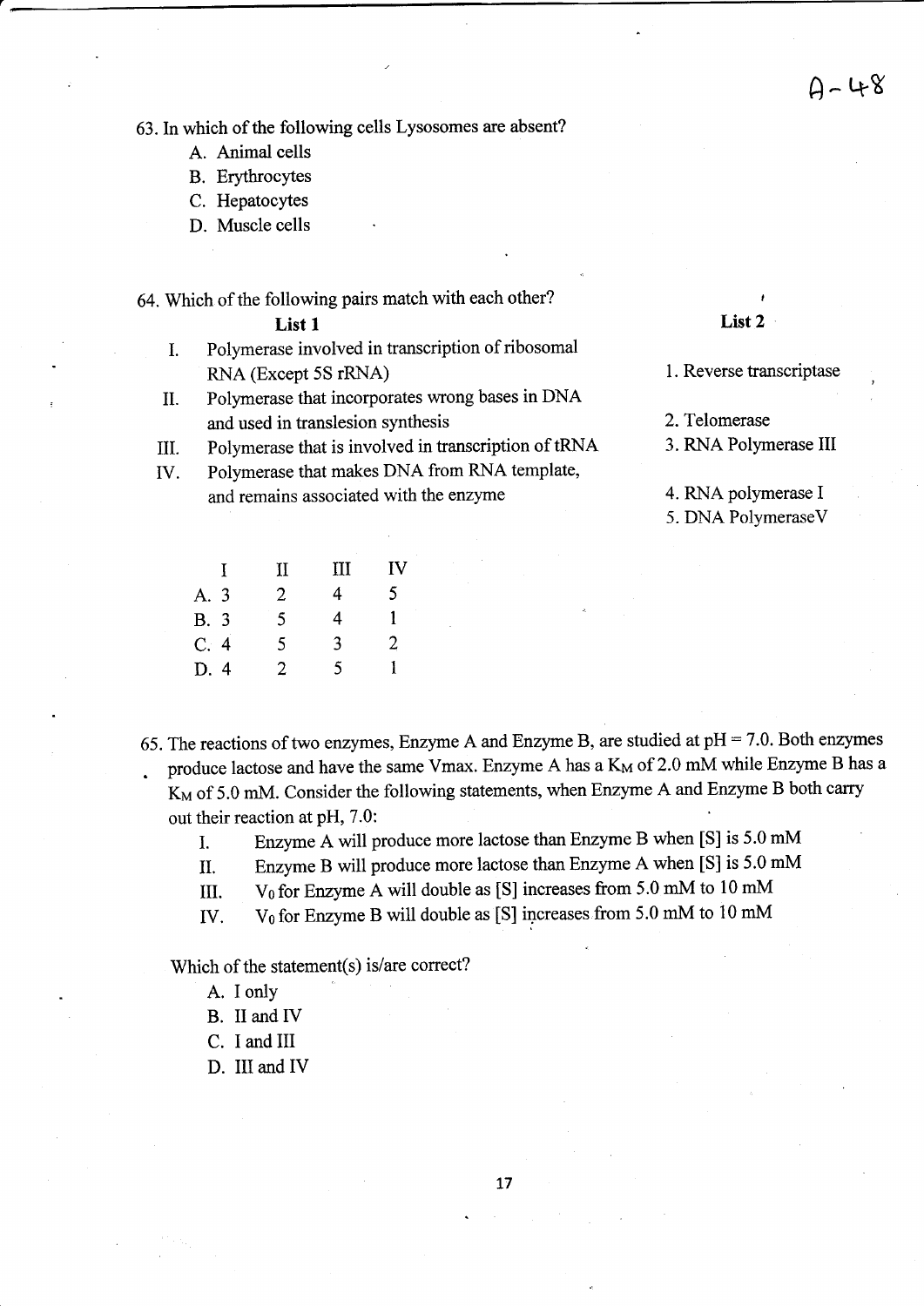A-48

63. In which of the following cells Lysosomes are absent?

   A. Animal cells
   B. Erythrocytes
   C. Hepatocytes
   D. Muscle cells

64. Which of the following pairs match with each other?

| | List 1 | List 2 |
|---|---|---|
| I. | Polymerase involved in transcription of ribosomal RNA (Except 5S rRNA) | 1. Reverse transcriptase |
| II. | Polymerase that incorporates wrong bases in DNA and used in translesion synthesis | 2. Telomerase |
| III. | Polymerase that is involved in transcription of tRNA | 3. RNA Polymerase III |
| IV. | Polymerase that makes DNA from RNA template, and remains associated with the enzyme | 4. RNA polymerase I |
| | | 5. DNA PolymeraseV |

| | I | II | III | IV |
|---|---|---|---|---|
| A. | 3 | 2 | 4 | 5 |
| B. | 3 | 5 | 4 | 1 |
| C. | 4 | 5 | 3 | 2 |
| D. | 4 | 2 | 5 | 1 |

65. The reactions of two enzymes, Enzyme A and Enzyme B, are studied at pH = 7.0. Both enzymes produce lactose and have the same Vmax. Enzyme A has a $K_M$ of 2.0 mM while Enzyme B has a $K_M$ of 5.0 mM. Consider the following statements, when Enzyme A and Enzyme B both carry out their reaction at pH, 7.0:

   I. Enzyme A will produce more lactose than Enzyme B when [S] is 5.0 mM
   II. Enzyme B will produce more lactose than Enzyme A when [S] is 5.0 mM
   III. $V_0$ for Enzyme A will double as [S] increases from 5.0 mM to 10 mM
   IV. $V_0$ for Enzyme B will double as [S] increases from 5.0 mM to 10 mM

Which of the statement(s) is/are correct?

   A. I only
   B. II and IV
   C. I and III
   D. III and IV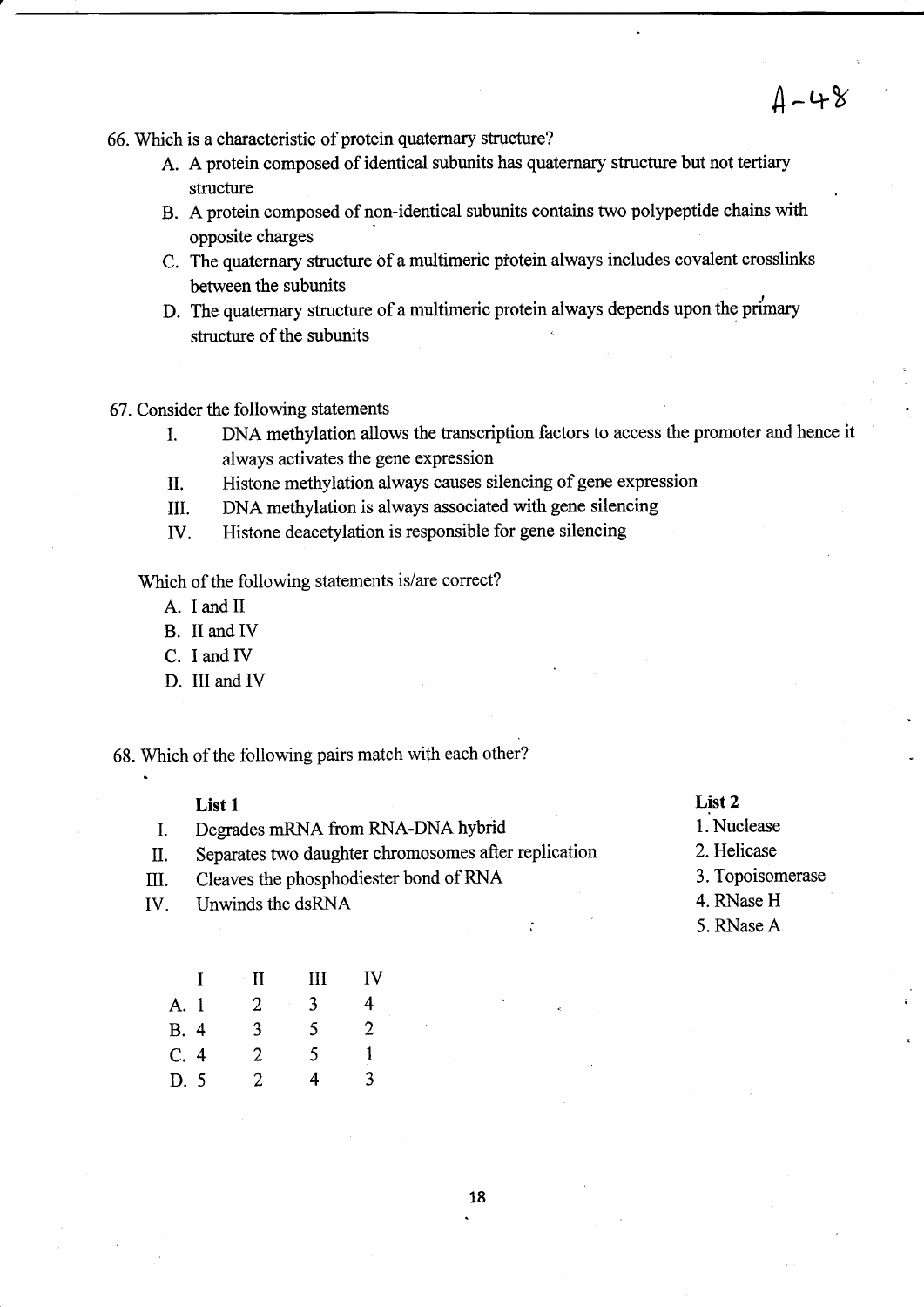66. Which is a characteristic of protein quaternary structure?

A. A protein composed of identical subunits has quaternary structure but not tertiary structure
B. A protein composed of non-identical subunits contains two polypeptide chains with opposite charges
C. The quaternary structure of a multimeric protein always includes covalent crosslinks between the subunits
D. The quaternary structure of a multimeric protein always depends upon the primary structure of the subunits

67. Consider the following statements

I. DNA methylation allows the transcription factors to access the promoter and hence it always activates the gene expression
II. Histone methylation always causes silencing of gene expression
III. DNA methylation is always associated with gene silencing
IV. Histone deacetylation is responsible for gene silencing

Which of the following statements is/are correct?

A. I and II
B. II and IV
C. I and IV
D. III and IV

68. Which of the following pairs match with each other?

| | List 1 | List 2 |
|---|---|---|
| I. | Degrades mRNA from RNA-DNA hybrid | 1. Nuclease |
| II. | Separates two daughter chromosomes after replication | 2. Helicase |
| III. | Cleaves the phosphodiester bond of RNA | 3. Topoisomerase |
| IV. | Unwinds the dsRNA | 4. RNase H |
| | | 5. RNase A |

| | I | II | III | IV |
|---|---|---|---|---|
| A. | 1 | 2 | 3 | 4 |
| B. | 4 | 3 | 5 | 2 |
| C. | 4 | 2 | 5 | 1 |
| D. | 5 | 2 | 4 | 3 |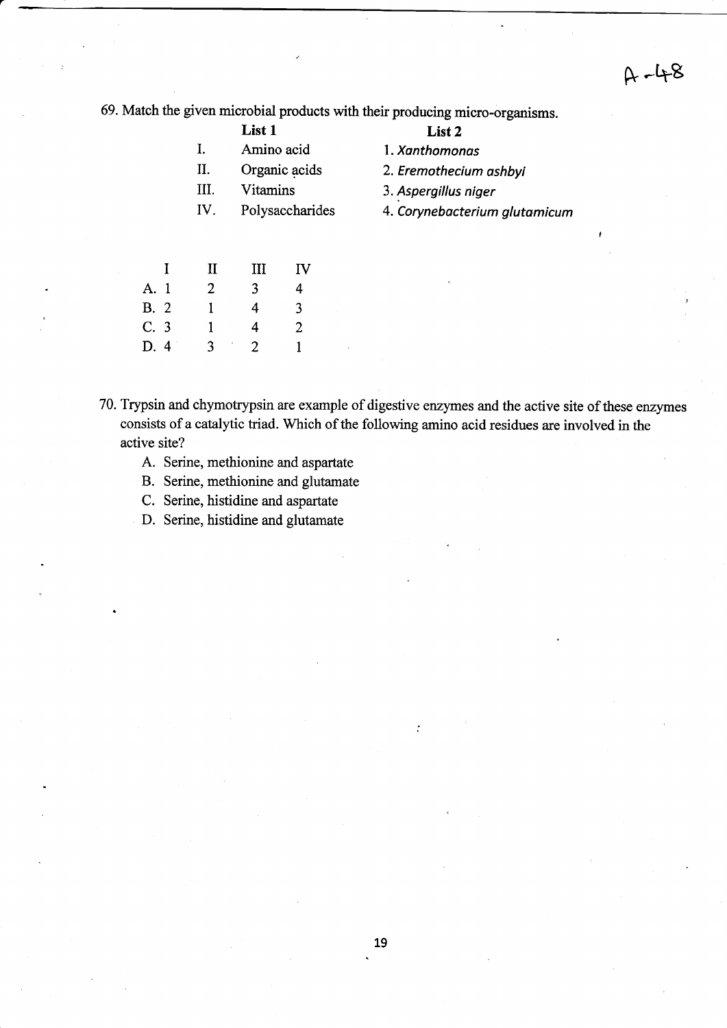69. Match the given microbial products with their producing micro-organisms.

| | List 1 | List 2 |
|---|---|---|
| I. | Amino acid | 1. *Xanthomonas* |
| II. | Organic acids | 2. *Eremothecium ashbyi* |
| III. | Vitamins | 3. *Aspergillus niger* |
| IV. | Polysaccharides | 4. *Corynebacterium glutamicum* |

| | I | II | III | IV |
|---|---|---|---|---|
| A. | 1 | 2 | 3 | 4 |
| B. | 2 | 1 | 4 | 3 |
| C. | 3 | 1 | 4 | 2 |
| D. | 4 | 3 | 2 | 1 |

70. Trypsin and chymotrypsin are example of digestive enzymes and the active site of these enzymes consists of a catalytic triad. Which of the following amino acid residues are involved in the active site?

A. Serine, methionine and aspartate
B. Serine, methionine and glutamate
C. Serine, histidine and aspartate
D. Serine, histidine and glutamate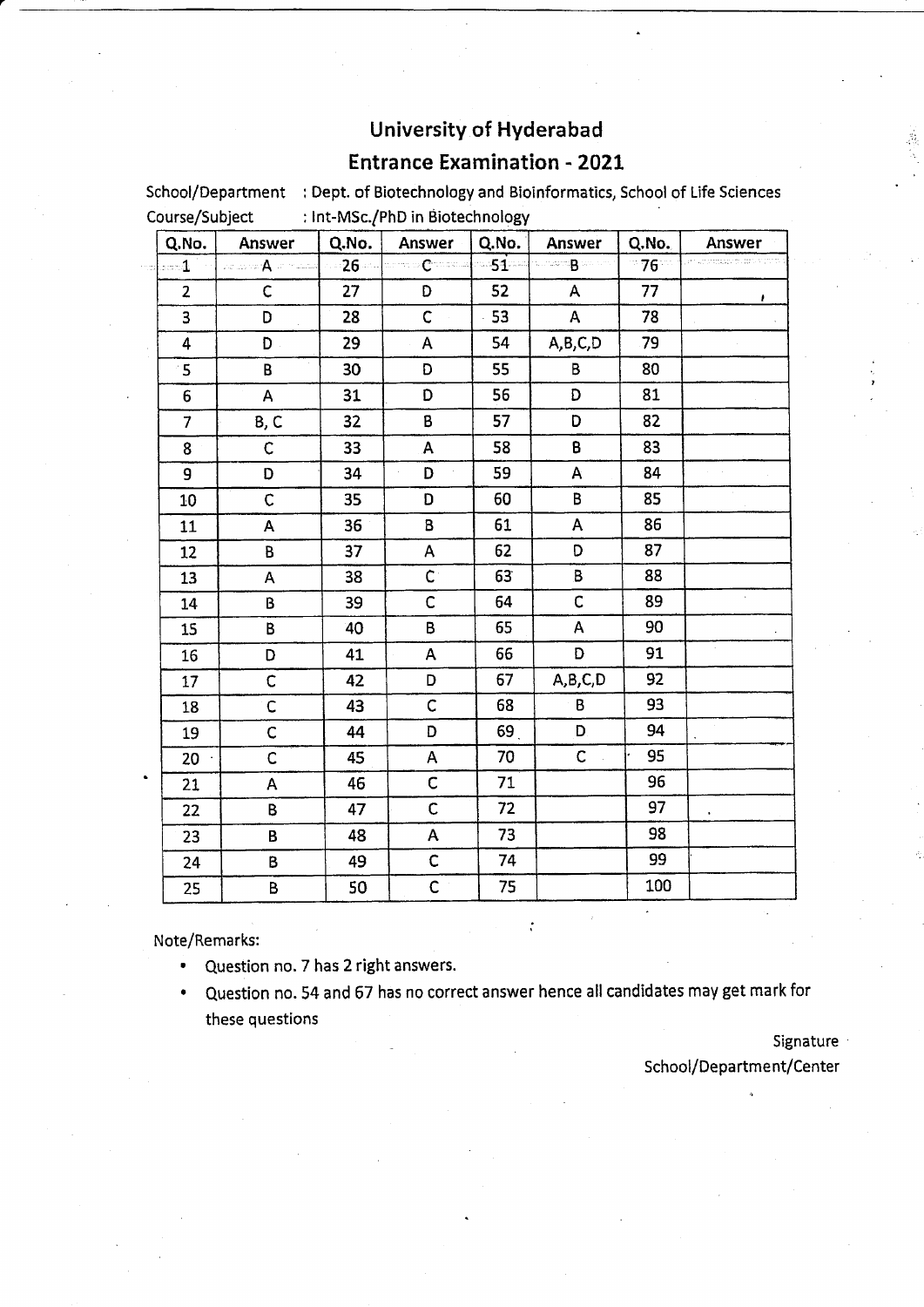# University of Hyderabad

## Entrance Examination - 2021

School/Department : Dept. of Biotechnology and Bioinformatics, School of Life Sciences

Course/Subject : Int-MSc./PhD in Biotechnology

| Q.No. | Answer | Q.No. | Answer | Q.No. | Answer | Q.No. | Answer |
|---|---|---|---|---|---|---|---|
| 1 | A | 26 | C | 51 | B | 76 | |
| 2 | C | 27 | D | 52 | A | 77 | |
| 3 | D | 28 | C | 53 | A | 78 | |
| 4 | D | 29 | A | 54 | A,B,C,D | 79 | |
| 5 | B | 30 | D | 55 | B | 80 | |
| 6 | A | 31 | D | 56 | D | 81 | |
| 7 | B, C | 32 | B | 57 | D | 82 | |
| 8 | C | 33 | A | 58 | B | 83 | |
| 9 | D | 34 | D | 59 | A | 84 | |
| 10 | C | 35 | D | 60 | B | 85 | |
| 11 | A | 36 | B | 61 | A | 86 | |
| 12 | B | 37 | A | 62 | D | 87 | |
| 13 | A | 38 | C | 63 | B | 88 | |
| 14 | B | 39 | C | 64 | C | 89 | |
| 15 | B | 40 | B | 65 | A | 90 | |
| 16 | D | 41 | A | 66 | D | 91 | |
| 17 | C | 42 | D | 67 | A,B,C,D | 92 | |
| 18 | C | 43 | C | 68 | B | 93 | |
| 19 | C | 44 | D | 69 | D | 94 | |
| 20 | C | 45 | A | 70 | C | 95 | |
| 21 | A | 46 | C | 71 | | 96 | |
| 22 | B | 47 | C | 72 | | 97 | |
| 23 | B | 48 | A | 73 | | 98 | |
| 24 | B | 49 | C | 74 | | 99 | |
| 25 | B | 50 | C | 75 | | 100 | |

Note/Remarks:

- Question no. 7 has 2 right answers.
- Question no. 54 and 67 has no correct answer hence all candidates may get mark for these questions

Signature

School/Department/Center